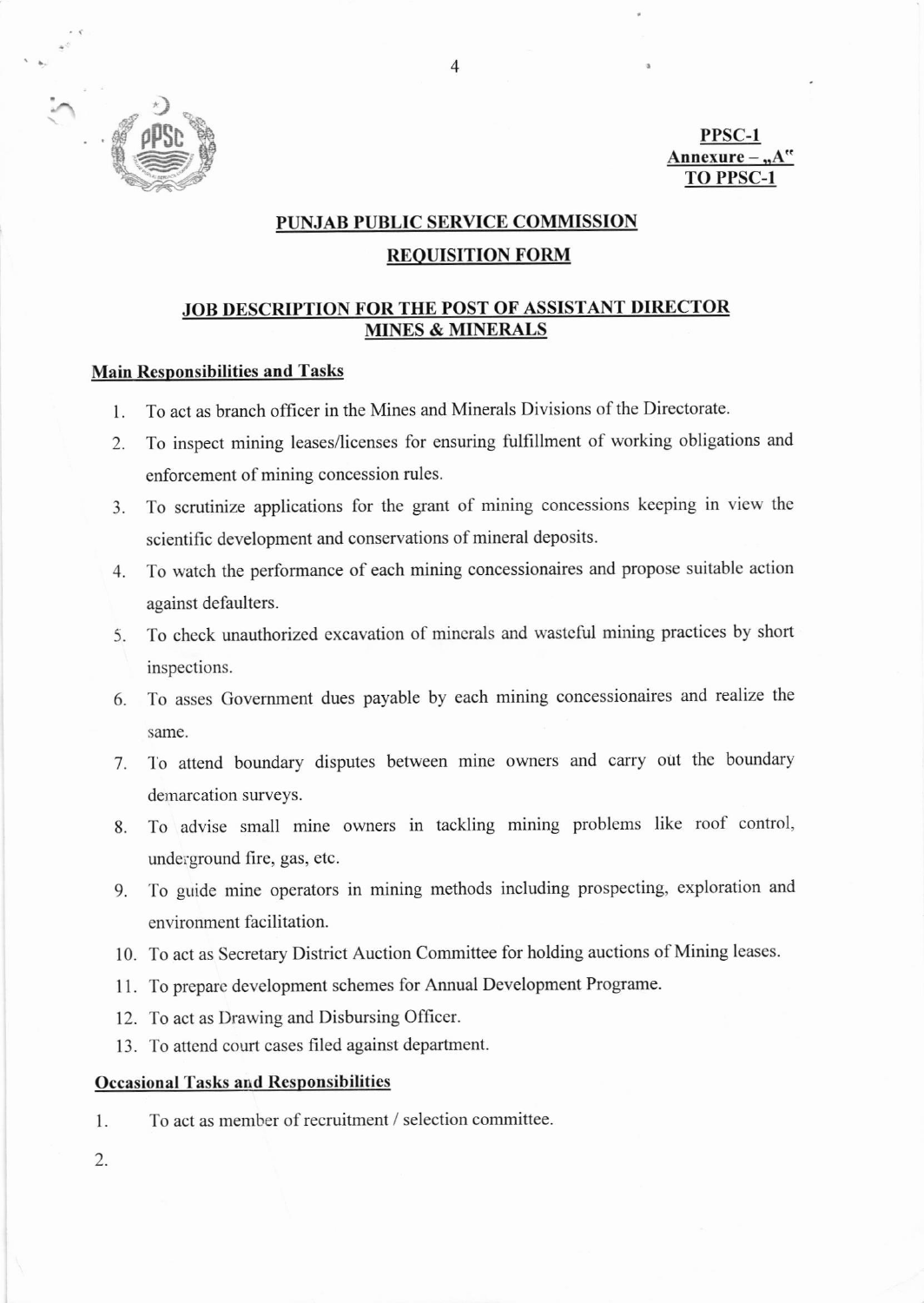**PPSC-1**
**Annexure – „A"**
**TO PPSC-1**

## PUNJAB PUBLIC SERVICE COMMISSION

## REQUISITION FORM

### JOB DESCRIPTION FOR THE POST OF ASSISTANT DIRECTOR MINES & MINERALS

#### Main Responsibilities and Tasks

1. To act as branch officer in the Mines and Minerals Divisions of the Directorate.
2. To inspect mining leases/licenses for ensuring fulfillment of working obligations and enforcement of mining concession rules.
3. To scrutinize applications for the grant of mining concessions keeping in view the scientific development and conservations of mineral deposits.
4. To watch the performance of each mining concessionaires and propose suitable action against defaulters.
5. To check unauthorized excavation of minerals and wasteful mining practices by short inspections.
6. To asses Government dues payable by each mining concessionaires and realize the same.
7. To attend boundary disputes between mine owners and carry out the boundary demarcation surveys.
8. To advise small mine owners in tackling mining problems like roof control, underground fire, gas, etc.
9. To guide mine operators in mining methods including prospecting, exploration and environment facilitation.
10. To act as Secretary District Auction Committee for holding auctions of Mining leases.
11. To prepare development schemes for Annual Development Programe.
12. To act as Drawing and Disbursing Officer.
13. To attend court cases filed against department.

#### Occasional Tasks and Responsibilities

1. To act as member of recruitment / selection committee.
2.